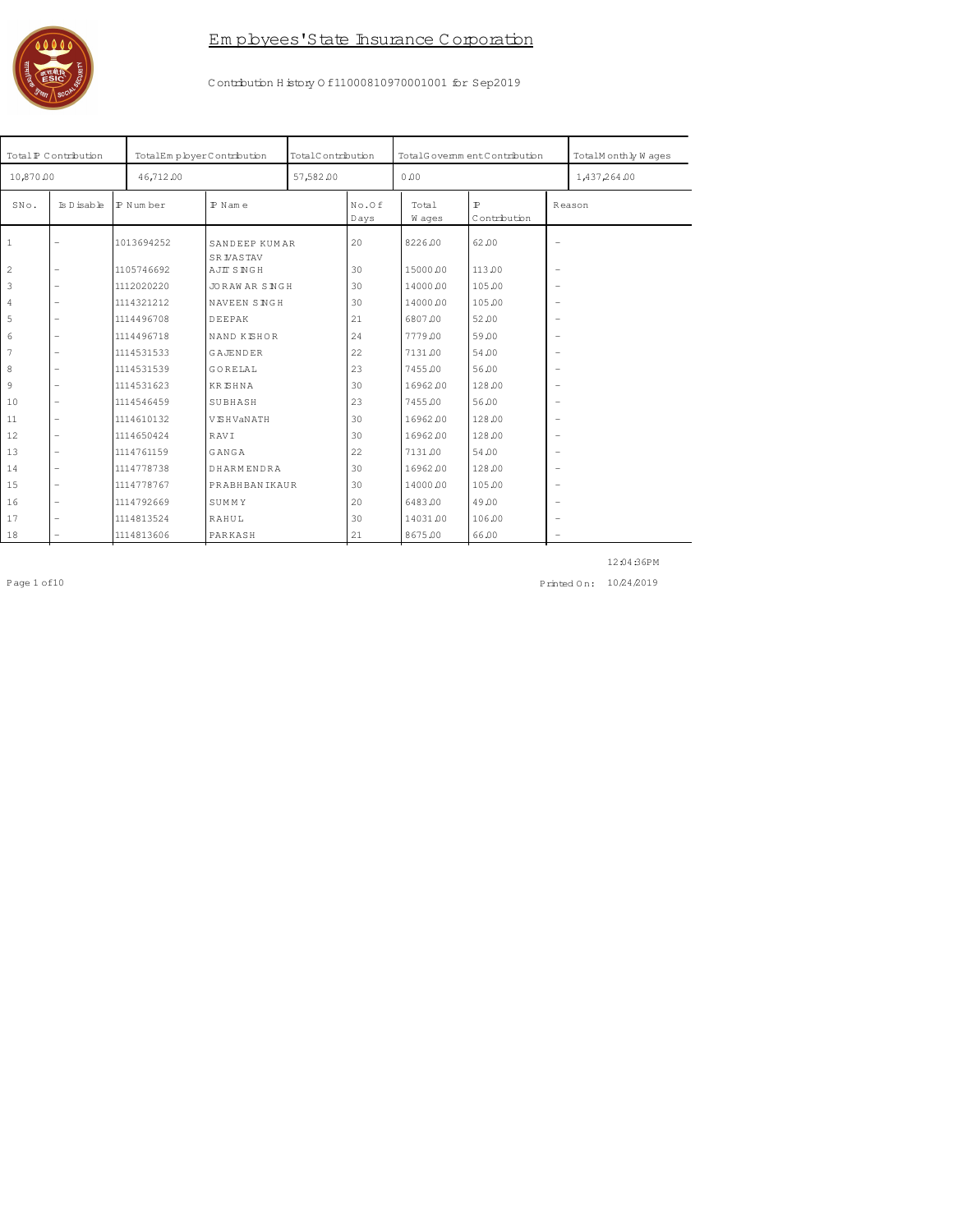# Employees' State Insurance Corporation

Contribution History Of 11000810970001001 for Sep2019

| Total IP Contribution | Total Employer Contribution | Total Contribution | Total Government Contribution | Total Monthly Wages |
|---|---|---|---|---|
| 10,870.00 | 46,712.00 | 57,582.00 | 0.00 | 1,437,264.00 |

| SNo. | Is Disable | IP Number | IP Name | No.Of Days | Total Wages | IP Contribution | Reason |
|---|---|---|---|---|---|---|---|
| 1 | - | 1013694252 | SANDEEP KUMAR SRIVASTAV | 20 | 8226.00 | 62.00 | - |
| 2 | - | 1105746692 | AJIT SINGH | 30 | 15000.00 | 113.00 | - |
| 3 | - | 1112020220 | JORAWAR SINGH | 30 | 14000.00 | 105.00 | - |
| 4 | - | 1114321212 | NAVEEN SINGH | 30 | 14000.00 | 105.00 | - |
| 5 | - | 1114496708 | DEEPAK | 21 | 6807.00 | 52.00 | - |
| 6 | - | 1114496718 | NAND KISHOR | 24 | 7779.00 | 59.00 | - |
| 7 | - | 1114531533 | GAJENDER | 22 | 7131.00 | 54.00 | - |
| 8 | - | 1114531539 | GORELAL | 23 | 7455.00 | 56.00 | - |
| 9 | - | 1114531623 | KRISHNA | 30 | 16962.00 | 128.00 | - |
| 10 | - | 1114546459 | SUBHASH | 23 | 7455.00 | 56.00 | - |
| 11 | - | 1114610132 | VISHVaNATH | 30 | 16962.00 | 128.00 | - |
| 12 | - | 1114650424 | RAVI | 30 | 16962.00 | 128.00 | - |
| 13 | - | 1114761159 | GANGA | 22 | 7131.00 | 54.00 | - |
| 14 | - | 1114778738 | DHARMENDRA | 30 | 16962.00 | 128.00 | - |
| 15 | - | 1114778767 | PRABHBANIKAUR | 30 | 14000.00 | 105.00 | - |
| 16 | - | 1114792669 | SUMMY | 20 | 6483.00 | 49.00 | - |
| 17 | - | 1114813524 | RAHUL | 30 | 14031.00 | 106.00 | - |
| 18 | - | 1114813606 | PARKASH | 21 | 8675.00 | 66.00 | - |

12:04:36PM

Printed On: 10/24/2019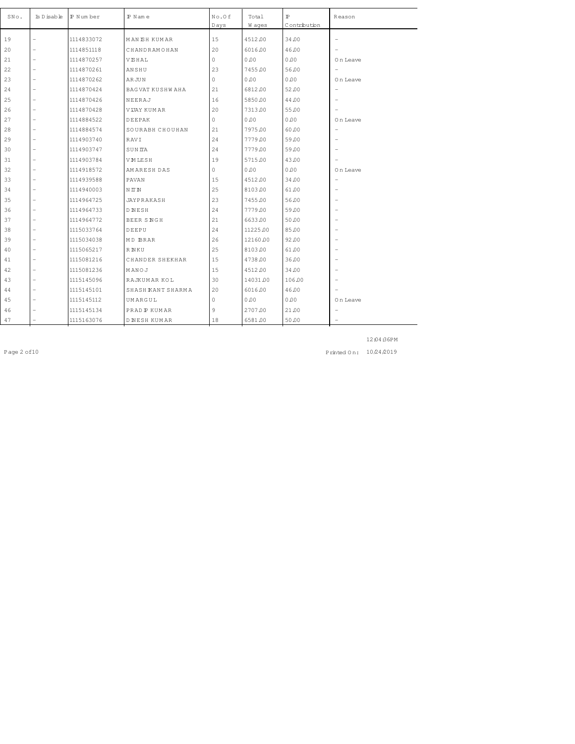| SNo. | Is Disable | IP Number | IP Name | No.Of Days | Total Wages | IP Contribution | Reason |
|---|---|---|---|---|---|---|---|
| 19 | - | 1114833072 | MANISH KUMAR | 15 | 4512.00 | 34.00 | - |
| 20 | - | 1114851118 | CHANDRAMOHAN | 20 | 6016.00 | 46.00 | - |
| 21 | - | 1114870257 | VISHAL | 0 | 0.00 | 0.00 | On Leave |
| 22 | - | 1114870261 | ANSHU | 23 | 7455.00 | 56.00 | - |
| 23 | - | 1114870262 | ARJUN | 0 | 0.00 | 0.00 | On Leave |
| 24 | - | 1114870424 | BAGVAT KUSHWAHA | 21 | 6812.00 | 52.00 | - |
| 25 | - | 1114870426 | NEERAJ | 16 | 5850.00 | 44.00 | - |
| 26 | - | 1114870428 | VIJAY KUMAR | 20 | 7313.00 | 55.00 | - |
| 27 | - | 1114884522 | DEEPAK | 0 | 0.00 | 0.00 | On Leave |
| 28 | - | 1114884574 | SOURABH CHOUHAN | 21 | 7975.00 | 60.00 | - |
| 29 | - | 1114903740 | RAVI | 24 | 7779.00 | 59.00 | - |
| 30 | - | 1114903747 | SUNITA | 24 | 7779.00 | 59.00 | - |
| 31 | - | 1114903784 | VIMLESH | 19 | 5715.00 | 43.00 | - |
| 32 | - | 1114918572 | AMARESH DAS | 0 | 0.00 | 0.00 | On Leave |
| 33 | - | 1114939588 | PAVAN | 15 | 4512.00 | 34.00 | - |
| 34 | - | 1114940003 | NITIN | 25 | 8103.00 | 61.00 | - |
| 35 | - | 1114964725 | JAYPRAKASH | 23 | 7455.00 | 56.00 | - |
| 36 | - | 1114964733 | DINESH | 24 | 7779.00 | 59.00 | - |
| 37 | - | 1114964772 | BEER SINGH | 21 | 6633.00 | 50.00 | - |
| 38 | - | 1115033764 | DEEPU | 24 | 11225.00 | 85.00 | - |
| 39 | - | 1115034038 | MD IBRAR | 26 | 12160.00 | 92.00 | - |
| 40 | - | 1115065217 | RINKU | 25 | 8103.00 | 61.00 | - |
| 41 | - | 1115081216 | CHANDER SHEKHAR | 15 | 4738.00 | 36.00 | - |
| 42 | - | 1115081236 | MANOJ | 15 | 4512.00 | 34.00 | - |
| 43 | - | 1115145096 | RAJKUMAR KOL | 30 | 14031.00 | 106.00 | - |
| 44 | - | 1115145101 | SHASHIKANT SHARMA | 20 | 6016.00 | 46.00 | - |
| 45 | - | 1115145112 | UMARGUL | 0 | 0.00 | 0.00 | On Leave |
| 46 | - | 1115145134 | PRADIP KUMAR | 9 | 2707.00 | 21.00 | - |
| 47 | - | 1115163076 | DINESH KUMAR | 18 | 6581.00 | 50.00 | - |

12:04:36PM

Printed On: 10/24/2019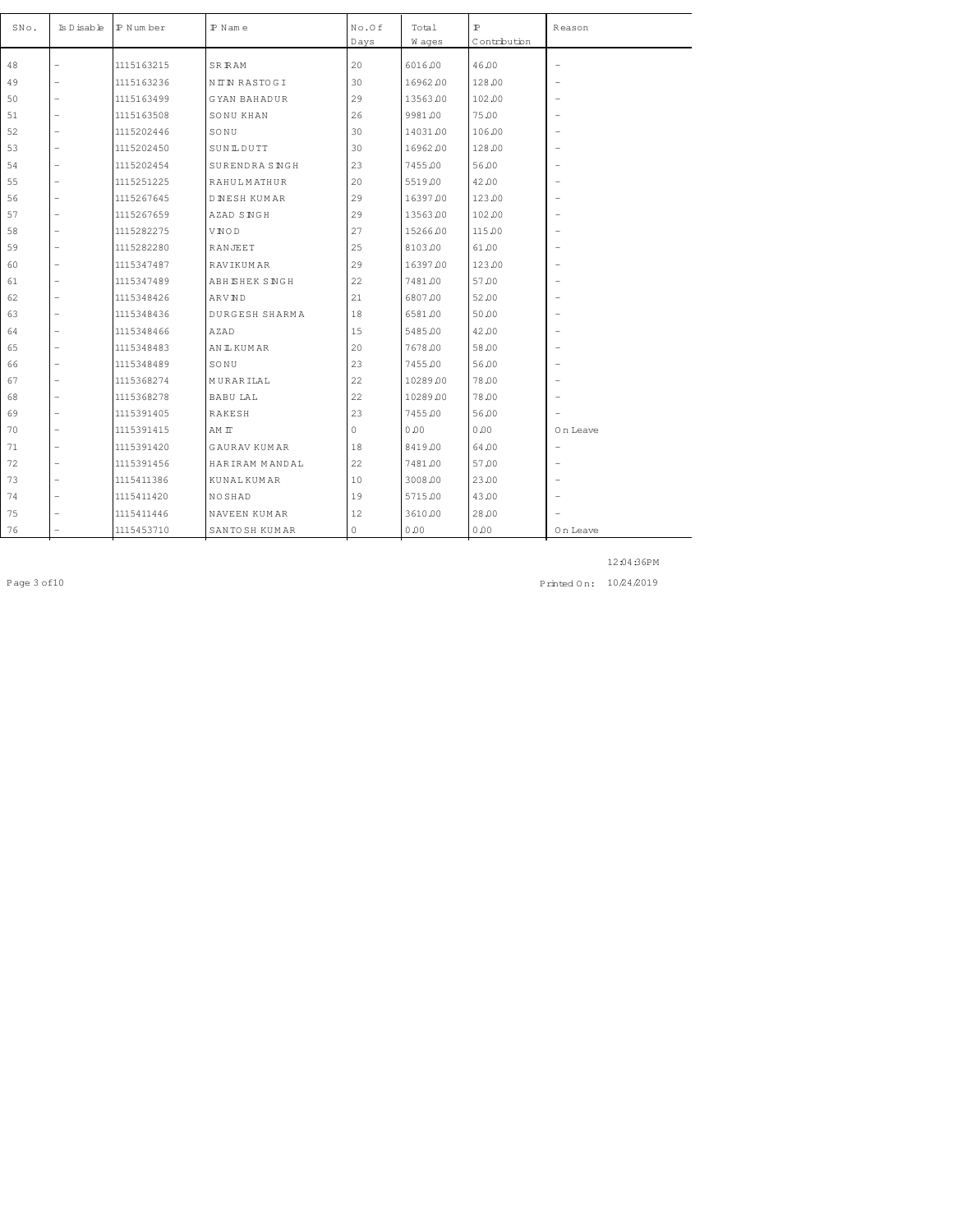| SNo. | Is Disable | IP Number | IP Name | No.Of Days | Total Wages | IP Contribution | Reason |
|---|---|---|---|---|---|---|---|
| 48 | - | 1115163215 | SRIRAM | 20 | 6016.00 | 46.00 | - |
| 49 | - | 1115163236 | NITIN RASTOGI | 30 | 16962.00 | 128.00 | - |
| 50 | - | 1115163499 | GYAN BAHADUR | 29 | 13563.00 | 102.00 | - |
| 51 | - | 1115163508 | SONU KHAN | 26 | 9981.00 | 75.00 | - |
| 52 | - | 1115202446 | SONU | 30 | 14031.00 | 106.00 | - |
| 53 | - | 1115202450 | SUNIL DUTT | 30 | 16962.00 | 128.00 | - |
| 54 | - | 1115202454 | SURENDRA SINGH | 23 | 7455.00 | 56.00 | - |
| 55 | - | 1115251225 | RAHUL MATHUR | 20 | 5519.00 | 42.00 | - |
| 56 | - | 1115267645 | DINESH KUMAR | 29 | 16397.00 | 123.00 | - |
| 57 | - | 1115267659 | AZAD SINGH | 29 | 13563.00 | 102.00 | - |
| 58 | - | 1115282275 | VINOD | 27 | 15266.00 | 115.00 | - |
| 59 | - | 1115282280 | RANJEET | 25 | 8103.00 | 61.00 | - |
| 60 | - | 1115347487 | RAVIKUMAR | 29 | 16397.00 | 123.00 | - |
| 61 | - | 1115347489 | ABHISHEK SINGH | 22 | 7481.00 | 57.00 | - |
| 62 | - | 1115348426 | ARVIND | 21 | 6807.00 | 52.00 | - |
| 63 | - | 1115348436 | DURGESH SHARMA | 18 | 6581.00 | 50.00 | - |
| 64 | - | 1115348466 | AZAD | 15 | 5485.00 | 42.00 | - |
| 65 | - | 1115348483 | ANIL KUMAR | 20 | 7678.00 | 58.00 | - |
| 66 | - | 1115348489 | SONU | 23 | 7455.00 | 56.00 | - |
| 67 | - | 1115368274 | MURARI LAL | 22 | 10289.00 | 78.00 | - |
| 68 | - | 1115368278 | BABU LAL | 22 | 10289.00 | 78.00 | - |
| 69 | - | 1115391405 | RAKESH | 23 | 7455.00 | 56.00 | - |
| 70 | - | 1115391415 | AMIT | 0 | 0.00 | 0.00 | On Leave |
| 71 | - | 1115391420 | GAURAV KUMAR | 18 | 8419.00 | 64.00 | - |
| 72 | - | 1115391456 | HARIRAM MANDAL | 22 | 7481.00 | 57.00 | - |
| 73 | - | 1115411386 | KUNAL KUMAR | 10 | 3008.00 | 23.00 | - |
| 74 | - | 1115411420 | NOSHAD | 19 | 5715.00 | 43.00 | - |
| 75 | - | 1115411446 | NAVEEN KUMAR | 12 | 3610.00 | 28.00 | - |
| 76 | - | 1115453710 | SANTOSH KUMAR | 0 | 0.00 | 0.00 | On Leave |

12:04:36PM

Printed On: 10/24/2019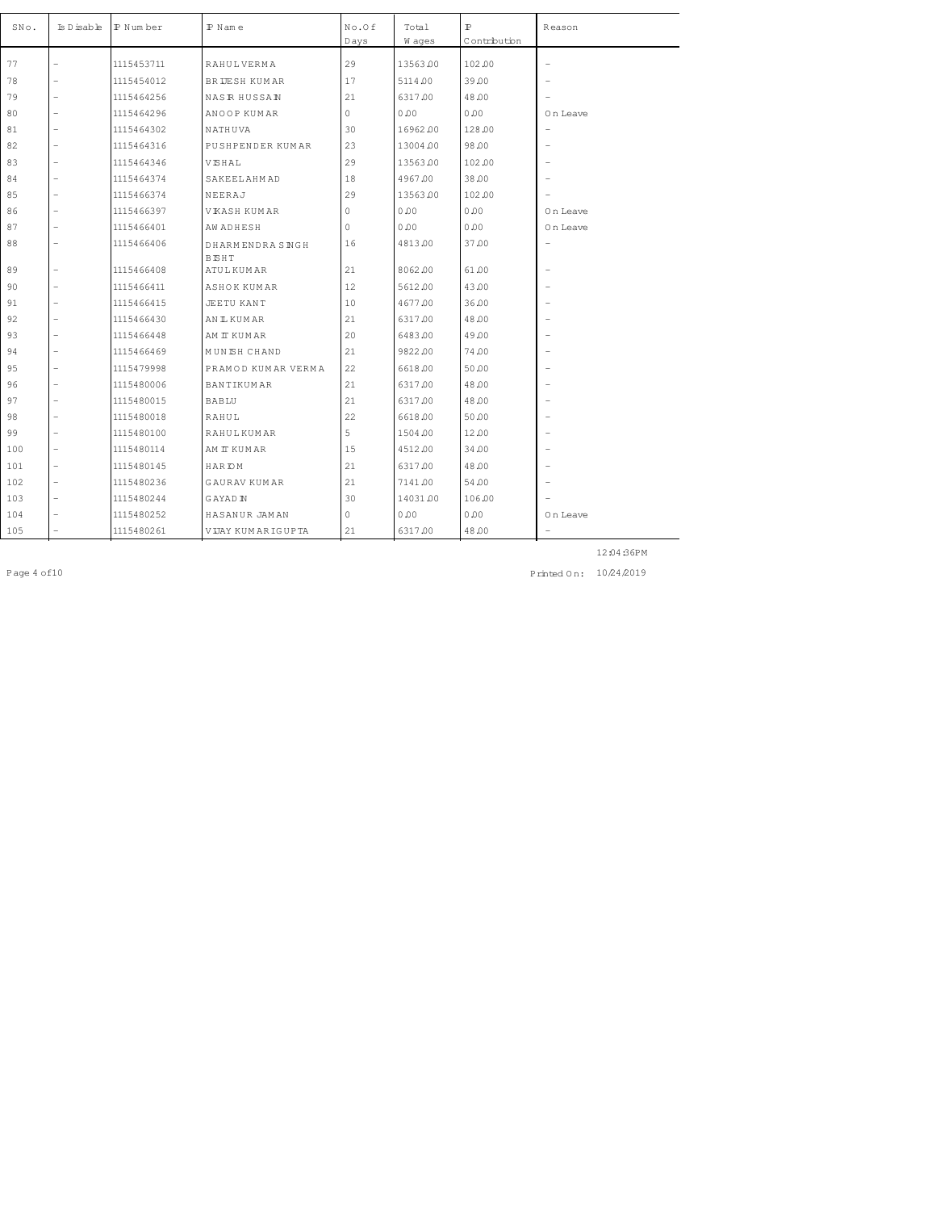| SNo. | Is Disable | IP Number | IP Name | No.Of Days | Total Wages | IP Contribution | Reason |
|---|---|---|---|---|---|---|---|
| 77 | - | 1115453711 | RAHUL VERMA | 29 | 13563.00 | 102.00 | - |
| 78 | - | 1115454012 | BRIJESH KUMAR | 17 | 5114.00 | 39.00 | - |
| 79 | - | 1115464256 | NASIR HUSSAIN | 21 | 6317.00 | 48.00 | - |
| 80 | - | 1115464296 | ANOOP KUMAR | 0 | 0.00 | 0.00 | On Leave |
| 81 | - | 1115464302 | NATHUVA | 30 | 16962.00 | 128.00 | - |
| 82 | - | 1115464316 | PUSHPENDER KUMAR | 23 | 13004.00 | 98.00 | - |
| 83 | - | 1115464346 | VISHAL | 29 | 13563.00 | 102.00 | - |
| 84 | - | 1115464374 | SAKEEL AHMAD | 18 | 4967.00 | 38.00 | - |
| 85 | - | 1115466374 | NEERAJ | 29 | 13563.00 | 102.00 | - |
| 86 | - | 1115466397 | VIKASH KUMAR | 0 | 0.00 | 0.00 | On Leave |
| 87 | - | 1115466401 | AWADHESH | 0 | 0.00 | 0.00 | On Leave |
| 88 | - | 1115466406 | DHARMENDRA SINGH BISHT | 16 | 4813.00 | 37.00 | - |
| 89 | - | 1115466408 | ATUL KUMAR | 21 | 8062.00 | 61.00 | - |
| 90 | - | 1115466411 | ASHOK KUMAR | 12 | 5612.00 | 43.00 | - |
| 91 | - | 1115466415 | JEETU KANT | 10 | 4677.00 | 36.00 | - |
| 92 | - | 1115466430 | ANIL KUMAR | 21 | 6317.00 | 48.00 | - |
| 93 | - | 1115466448 | AMIT KUMAR | 20 | 6483.00 | 49.00 | - |
| 94 | - | 1115466469 | MUNISH CHAND | 21 | 9822.00 | 74.00 | - |
| 95 | - | 1115479998 | PRAMOD KUMAR VERMA | 22 | 6618.00 | 50.00 | - |
| 96 | - | 1115480006 | BANTIKUMAR | 21 | 6317.00 | 48.00 | - |
| 97 | - | 1115480015 | BABLU | 21 | 6317.00 | 48.00 | - |
| 98 | - | 1115480018 | RAHUL | 22 | 6618.00 | 50.00 | - |
| 99 | - | 1115480100 | RAHUL KUMAR | 5 | 1504.00 | 12.00 | - |
| 100 | - | 1115480114 | AMIT KUMAR | 15 | 4512.00 | 34.00 | - |
| 101 | - | 1115480145 | HARIOM | 21 | 6317.00 | 48.00 | - |
| 102 | - | 1115480236 | GAURAV KUMAR | 21 | 7141.00 | 54.00 | - |
| 103 | - | 1115480244 | GAYADIN | 30 | 14031.00 | 106.00 | - |
| 104 | - | 1115480252 | HASANUR JAMAN | 0 | 0.00 | 0.00 | On Leave |
| 105 | - | 1115480261 | VIJAY KUMAR IGUPTA | 21 | 6317.00 | 48.00 | - |

12:04:36PM

Printed On: 10/24/2019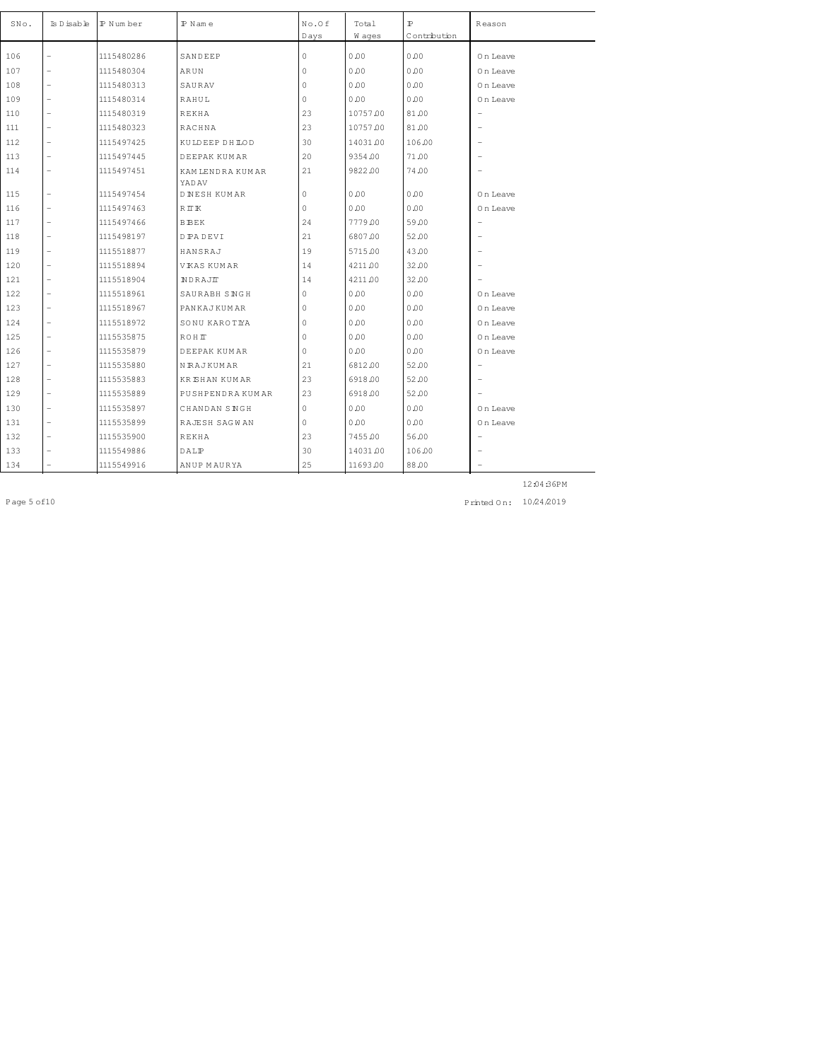| SNo. | Is Disable | IP Number | IP Name | No.Of Days | Total Wages | IP Contribution | Reason |
|---|---|---|---|---|---|---|---|
| 106 | - | 1115480286 | SANDEEP | 0 | 0.00 | 0.00 | On Leave |
| 107 | - | 1115480304 | ARUN | 0 | 0.00 | 0.00 | On Leave |
| 108 | - | 1115480313 | SAURAV | 0 | 0.00 | 0.00 | On Leave |
| 109 | - | 1115480314 | RAHUL | 0 | 0.00 | 0.00 | On Leave |
| 110 | - | 1115480319 | REKHA | 23 | 10757.00 | 81.00 | - |
| 111 | - | 1115480323 | RACHNA | 23 | 10757.00 | 81.00 | - |
| 112 | - | 1115497425 | KULDEEP DHILOD | 30 | 14031.00 | 106.00 | - |
| 113 | - | 1115497445 | DEEPAK KUMAR | 20 | 9354.00 | 71.00 | - |
| 114 | - | 1115497451 | KAMLENDRA KUMAR YADAV | 21 | 9822.00 | 74.00 | - |
| 115 | - | 1115497454 | DINESH KUMAR | 0 | 0.00 | 0.00 | On Leave |
| 116 | - | 1115497463 | RITIK | 0 | 0.00 | 0.00 | On Leave |
| 117 | - | 1115497466 | BIBEK | 24 | 7779.00 | 59.00 | - |
| 118 | - | 1115498197 | DIPA DEVI | 21 | 6807.00 | 52.00 | - |
| 119 | - | 1115518877 | HANSRAJ | 19 | 5715.00 | 43.00 | - |
| 120 | - | 1115518894 | VIKAS KUMAR | 14 | 4211.00 | 32.00 | - |
| 121 | - | 1115518904 | INDRAJIT | 14 | 4211.00 | 32.00 | - |
| 122 | - | 1115518961 | SAURABH SINGH | 0 | 0.00 | 0.00 | On Leave |
| 123 | - | 1115518967 | PANKAJ KUMAR | 0 | 0.00 | 0.00 | On Leave |
| 124 | - | 1115518972 | SONU KAROTIYA | 0 | 0.00 | 0.00 | On Leave |
| 125 | - | 1115535875 | ROHIT | 0 | 0.00 | 0.00 | On Leave |
| 126 | - | 1115535879 | DEEPAK KUMAR | 0 | 0.00 | 0.00 | On Leave |
| 127 | - | 1115535880 | NIRAJ KUMAR | 21 | 6812.00 | 52.00 | - |
| 128 | - | 1115535883 | KRISHAN KUMAR | 23 | 6918.00 | 52.00 | - |
| 129 | - | 1115535889 | PUSHPENDRA KUMAR | 23 | 6918.00 | 52.00 | - |
| 130 | - | 1115535897 | CHANDAN SINGH | 0 | 0.00 | 0.00 | On Leave |
| 131 | - | 1115535899 | RAJESH SAGWAN | 0 | 0.00 | 0.00 | On Leave |
| 132 | - | 1115535900 | REKHA | 23 | 7455.00 | 56.00 | - |
| 133 | - | 1115549886 | DALIP | 30 | 14031.00 | 106.00 | - |
| 134 | - | 1115549916 | ANUP MAURYA | 25 | 11693.00 | 88.00 | - |

12:04:36PM

Printed On: 10/24/2019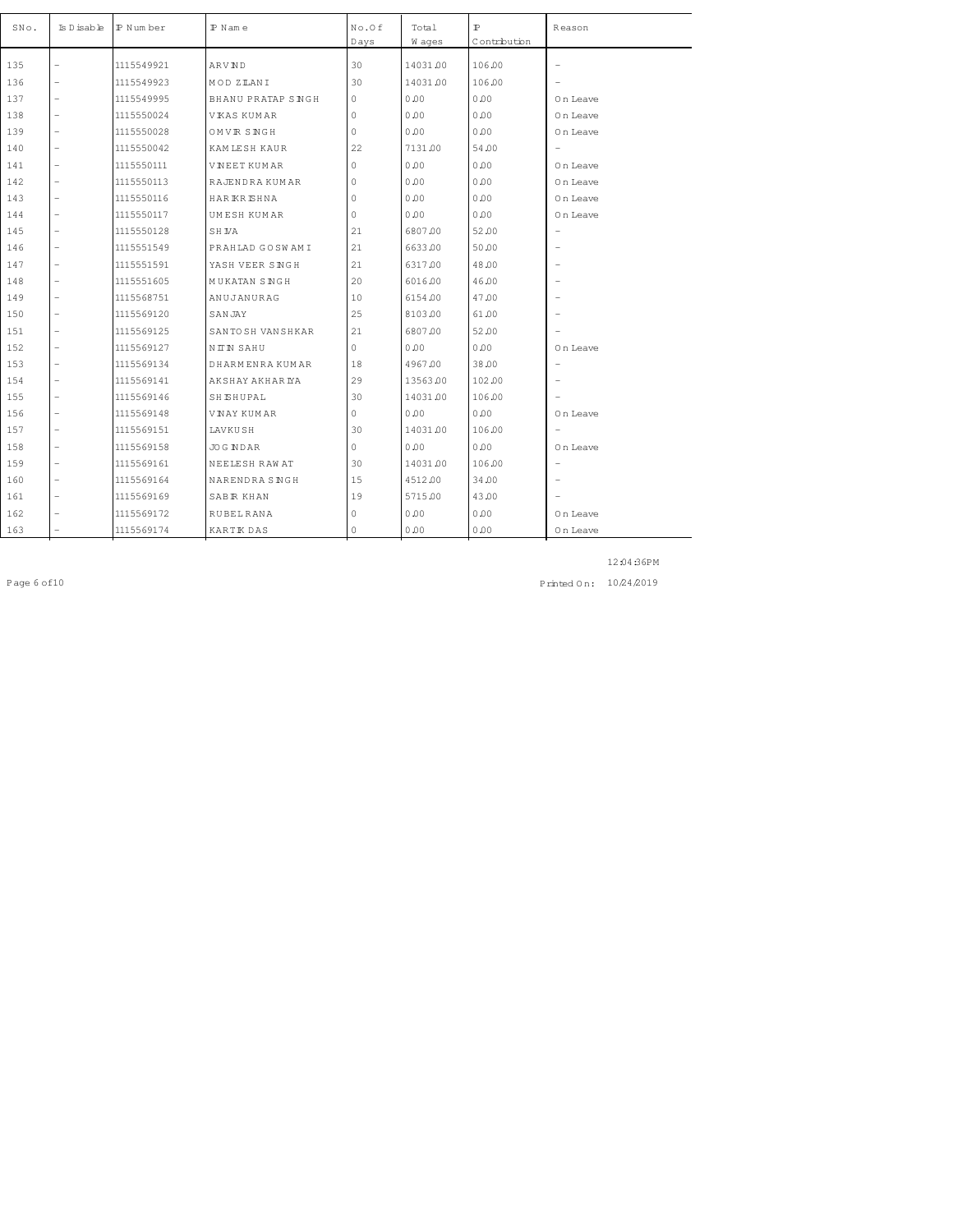| SNo. | Is Disable | IP Number | IP Name | No.Of Days | Total Wages | IP Contribution | Reason |
|---|---|---|---|---|---|---|---|
| 135 | - | 1115549921 | ARVIND | 30 | 14031.00 | 106.00 | - |
| 136 | - | 1115549923 | MOD ZILANI | 30 | 14031.00 | 106.00 | - |
| 137 | - | 1115549995 | BHANU PRATAP SINGH | 0 | 0.00 | 0.00 | On Leave |
| 138 | - | 1115550024 | VIKAS KUMAR | 0 | 0.00 | 0.00 | On Leave |
| 139 | - | 1115550028 | OMVIR SINGH | 0 | 0.00 | 0.00 | On Leave |
| 140 | - | 1115550042 | KAMLESH KAUR | 22 | 7131.00 | 54.00 | - |
| 141 | - | 1115550111 | VINEET KUMAR | 0 | 0.00 | 0.00 | On Leave |
| 142 | - | 1115550113 | RAJENDRA KUMAR | 0 | 0.00 | 0.00 | On Leave |
| 143 | - | 1115550116 | HARIKRISHNA | 0 | 0.00 | 0.00 | On Leave |
| 144 | - | 1115550117 | UMESH KUMAR | 0 | 0.00 | 0.00 | On Leave |
| 145 | - | 1115550128 | SHIVA | 21 | 6807.00 | 52.00 | - |
| 146 | - | 1115551549 | PRAHLAD GOSWAMI | 21 | 6633.00 | 50.00 | - |
| 147 | - | 1115551591 | YASH VEER SINGH | 21 | 6317.00 | 48.00 | - |
| 148 | - | 1115551605 | MUKATAN SINGH | 20 | 6016.00 | 46.00 | - |
| 149 | - | 1115568751 | ANUJANURAG | 10 | 6154.00 | 47.00 | - |
| 150 | - | 1115569120 | SANJAY | 25 | 8103.00 | 61.00 | - |
| 151 | - | 1115569125 | SANTOSH VANSHKAR | 21 | 6807.00 | 52.00 | - |
| 152 | - | 1115569127 | NITIN SAHU | 0 | 0.00 | 0.00 | On Leave |
| 153 | - | 1115569134 | DHARMENRA KUMAR | 18 | 4967.00 | 38.00 | - |
| 154 | - | 1115569141 | AKSHAY AKHARIYA | 29 | 13563.00 | 102.00 | - |
| 155 | - | 1115569146 | SHISHUPAL | 30 | 14031.00 | 106.00 | - |
| 156 | - | 1115569148 | VINAY KUMAR | 0 | 0.00 | 0.00 | On Leave |
| 157 | - | 1115569151 | LAVKUSH | 30 | 14031.00 | 106.00 | - |
| 158 | - | 1115569158 | JOGINDAR | 0 | 0.00 | 0.00 | On Leave |
| 159 | - | 1115569161 | NEELESH RAWAT | 30 | 14031.00 | 106.00 | - |
| 160 | - | 1115569164 | NARENDRA SINGH | 15 | 4512.00 | 34.00 | - |
| 161 | - | 1115569169 | SABIR KHAN | 19 | 5715.00 | 43.00 | - |
| 162 | - | 1115569172 | RUBEL RANA | 0 | 0.00 | 0.00 | On Leave |
| 163 | - | 1115569174 | KARTIK DAS | 0 | 0.00 | 0.00 | On Leave |

12:04:36PM

Printed On: 10/24/2019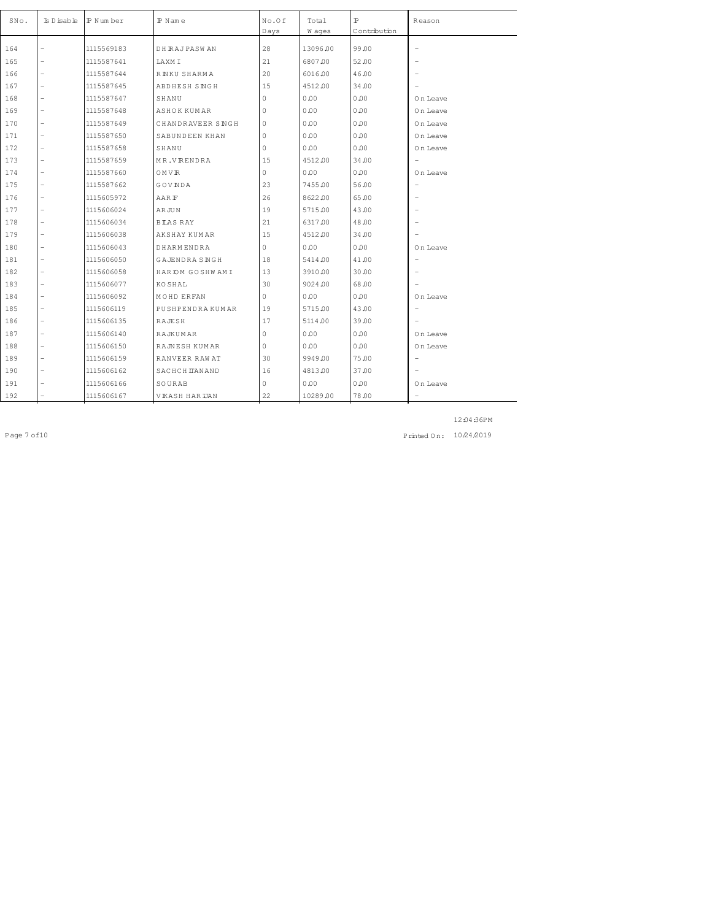| SNo. | Is Disable | IP Number | IP Name | No.Of Days | Total Wages | IP Contribution | Reason |
|---|---|---|---|---|---|---|---|
| 164 | - | 1115569183 | DHIRAJ PASWAN | 28 | 13096.00 | 99.00 | - |
| 165 | - | 1115587641 | LAXMI | 21 | 6807.00 | 52.00 | - |
| 166 | - | 1115587644 | RINKU SHARMA | 20 | 6016.00 | 46.00 | - |
| 167 | - | 1115587645 | ABDHESH SINGH | 15 | 4512.00 | 34.00 | - |
| 168 | - | 1115587647 | SHANU | 0 | 0.00 | 0.00 | On Leave |
| 169 | - | 1115587648 | ASHOK KUMAR | 0 | 0.00 | 0.00 | On Leave |
| 170 | - | 1115587649 | CHANDRAVEER SINGH | 0 | 0.00 | 0.00 | On Leave |
| 171 | - | 1115587650 | SABUNDEEN KHAN | 0 | 0.00 | 0.00 | On Leave |
| 172 | - | 1115587658 | SHANU | 0 | 0.00 | 0.00 | On Leave |
| 173 | - | 1115587659 | MR.VIRENDRA | 15 | 4512.00 | 34.00 | - |
| 174 | - | 1115587660 | OMVIR | 0 | 0.00 | 0.00 | On Leave |
| 175 | - | 1115587662 | GOVINDA | 23 | 7455.00 | 56.00 | - |
| 176 | - | 1115605972 | AARIF | 26 | 8622.00 | 65.00 | - |
| 177 | - | 1115606024 | ARJUN | 19 | 5715.00 | 43.00 | - |
| 178 | - | 1115606034 | BILAS RAY | 21 | 6317.00 | 48.00 | - |
| 179 | - | 1115606038 | AKSHAY KUMAR | 15 | 4512.00 | 34.00 | - |
| 180 | - | 1115606043 | DHARMENDRA | 0 | 0.00 | 0.00 | On Leave |
| 181 | - | 1115606050 | GAJENDRA SINGH | 18 | 5414.00 | 41.00 | - |
| 182 | - | 1115606058 | HARIOM GOSHWAMI | 13 | 3910.00 | 30.00 | - |
| 183 | - | 1115606077 | KOSHAL | 30 | 9024.00 | 68.00 | - |
| 184 | - | 1115606092 | MOHD ERFAN | 0 | 0.00 | 0.00 | On Leave |
| 185 | - | 1115606119 | PUSHPENDRA KUMAR | 19 | 5715.00 | 43.00 | - |
| 186 | - | 1115606135 | RAJESH | 17 | 5114.00 | 39.00 | - |
| 187 | - | 1115606140 | RAJKUMAR | 0 | 0.00 | 0.00 | On Leave |
| 188 | - | 1115606150 | RAJNESH KUMAR | 0 | 0.00 | 0.00 | On Leave |
| 189 | - | 1115606159 | RANVEER RAWAT | 30 | 9949.00 | 75.00 | - |
| 190 | - | 1115606162 | SACHCHITANAND | 16 | 4813.00 | 37.00 | - |
| 191 | - | 1115606166 | SOURAB | 0 | 0.00 | 0.00 | On Leave |
| 192 | - | 1115606167 | VIKASH HARIJAN | 22 | 10289.00 | 78.00 | - |

12:04:36PM

Printed On: 10/24/2019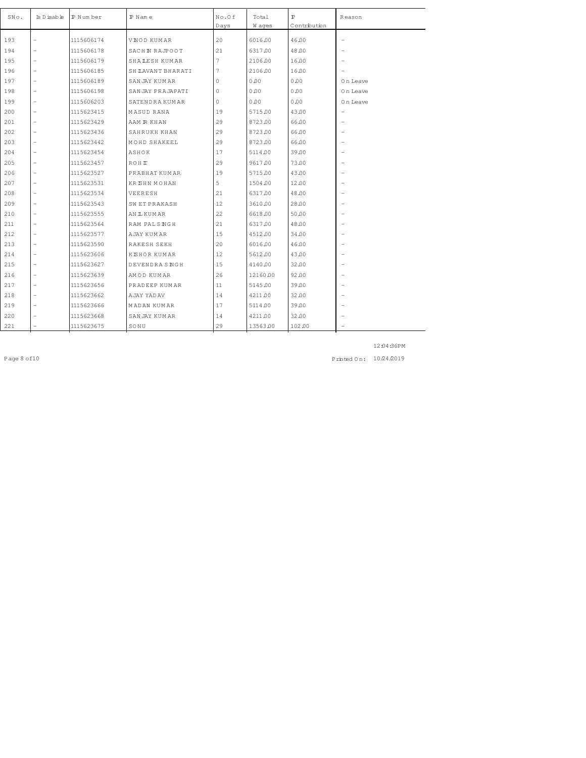| SNo. | Is Disable | IP Number | IP Name | No.Of Days | Total Wages | IP Contribution | Reason |
|---|---|---|---|---|---|---|---|
| 193 | - | 1115606174 | VINOD KUMAR | 20 | 6016.00 | 46.00 | - |
| 194 | - | 1115606178 | SACHIN RAJPOOT | 21 | 6317.00 | 48.00 | - |
| 195 | - | 1115606179 | SHAILESH KUMAR | 7 | 2106.00 | 16.00 | - |
| 196 | - | 1115606185 | SHILAVANT BHARATI | 7 | 2106.00 | 16.00 | - |
| 197 | - | 1115606189 | SANJAY KUMAR | 0 | 0.00 | 0.00 | On Leave |
| 198 | - | 1115606198 | SANJAY PRAJAPATI | 0 | 0.00 | 0.00 | On Leave |
| 199 | - | 1115606203 | SATENDRA KUMAR | 0 | 0.00 | 0.00 | On Leave |
| 200 | - | 1115623415 | MASUD RANA | 19 | 5715.00 | 43.00 | - |
| 201 | - | 1115623429 | AAMIR KHAN | 29 | 8723.00 | 66.00 | - |
| 202 | - | 1115623436 | SAHRUKH KHAN | 29 | 8723.00 | 66.00 | - |
| 203 | - | 1115623442 | MOHD SHAKEEL | 29 | 8723.00 | 66.00 | - |
| 204 | - | 1115623454 | ASHOK | 17 | 5114.00 | 39.00 | - |
| 205 | - | 1115623457 | ROHIT | 29 | 9617.00 | 73.00 | - |
| 206 | - | 1115623527 | PRABHAT KUMAR | 19 | 5715.00 | 43.00 | - |
| 207 | - | 1115623531 | KRISHN MOHAN | 5 | 1504.00 | 12.00 | - |
| 208 | - | 1115623534 | VEERESH | 21 | 6317.00 | 48.00 | - |
| 209 | - | 1115623543 | SWET PRAKASH | 12 | 3610.00 | 28.00 | - |
| 210 | - | 1115623555 | ANIL KUMAR | 22 | 6618.00 | 50.00 | - |
| 211 | - | 1115623564 | RAM PAL SINGH | 21 | 6317.00 | 48.00 | - |
| 212 | - | 1115623577 | AJAY KUMAR | 15 | 4512.00 | 34.00 | - |
| 213 | - | 1115623590 | RAKESH SEKH | 20 | 6016.00 | 46.00 | - |
| 214 | - | 1115623606 | KISHOR KUMAR | 12 | 5612.00 | 43.00 | - |
| 215 | - | 1115623627 | DEVENDRA SINGH | 15 | 4140.00 | 32.00 | - |
| 216 | - | 1115623639 | AMOD KUMAR | 26 | 12160.00 | 92.00 | - |
| 217 | - | 1115623656 | PRADEEP KUMAR | 11 | 5145.00 | 39.00 | - |
| 218 | - | 1115623662 | AJAY YADAV | 14 | 4211.00 | 32.00 | - |
| 219 | - | 1115623666 | MADAN KUMAR | 17 | 5114.00 | 39.00 | - |
| 220 | - | 1115623668 | SANJAY KUMAR | 14 | 4211.00 | 32.00 | - |
| 221 | - | 1115623675 | SONU | 29 | 13563.00 | 102.00 | - |

12:04:36PM

Printed On: 10/24/2019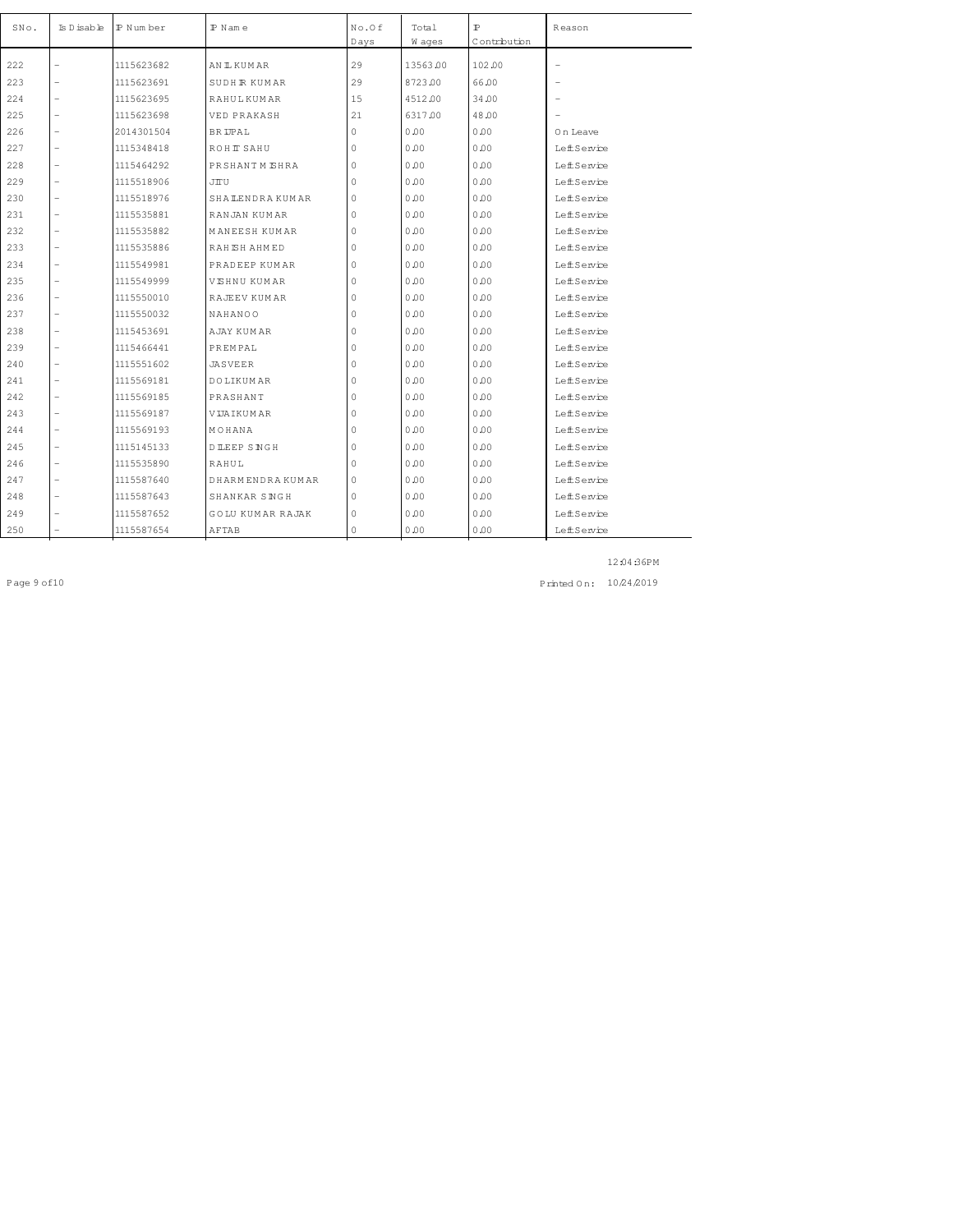| SNo. | Is Disable | IP Number | IP Name | No.Of Days | Total Wages | IP Contribution | Reason |
|---|---|---|---|---|---|---|---|
| 222 | - | 1115623682 | ANIL KUMAR | 29 | 13563.00 | 102.00 | - |
| 223 | - | 1115623691 | SUDHIR KUMAR | 29 | 8723.00 | 66.00 | - |
| 224 | - | 1115623695 | RAHUL KUMAR | 15 | 4512.00 | 34.00 | - |
| 225 | - | 1115623698 | VED PRAKASH | 21 | 6317.00 | 48.00 | - |
| 226 | - | 2014301504 | BRIJPAL | 0 | 0.00 | 0.00 | On Leave |
| 227 | - | 1115348418 | ROHIT SAHU | 0 | 0.00 | 0.00 | Left Service |
| 228 | - | 1115464292 | PRSHANT MISHRA | 0 | 0.00 | 0.00 | Left Service |
| 229 | - | 1115518906 | JITU | 0 | 0.00 | 0.00 | Left Service |
| 230 | - | 1115518976 | SHAILENDRA KUMAR | 0 | 0.00 | 0.00 | Left Service |
| 231 | - | 1115535881 | RANJAN KUMAR | 0 | 0.00 | 0.00 | Left Service |
| 232 | - | 1115535882 | MANEESH KUMAR | 0 | 0.00 | 0.00 | Left Service |
| 233 | - | 1115535886 | RAHISH AHMED | 0 | 0.00 | 0.00 | Left Service |
| 234 | - | 1115549981 | PRADEEP KUMAR | 0 | 0.00 | 0.00 | Left Service |
| 235 | - | 1115549999 | VISHNU KUMAR | 0 | 0.00 | 0.00 | Left Service |
| 236 | - | 1115550010 | RAJEEV KUMAR | 0 | 0.00 | 0.00 | Left Service |
| 237 | - | 1115550032 | NAHANOO | 0 | 0.00 | 0.00 | Left Service |
| 238 | - | 1115453691 | AJAY KUMAR | 0 | 0.00 | 0.00 | Left Service |
| 239 | - | 1115466441 | PREMPAL | 0 | 0.00 | 0.00 | Left Service |
| 240 | - | 1115551602 | JASVEER | 0 | 0.00 | 0.00 | Left Service |
| 241 | - | 1115569181 | DOLIKUMAR | 0 | 0.00 | 0.00 | Left Service |
| 242 | - | 1115569185 | PRASHANT | 0 | 0.00 | 0.00 | Left Service |
| 243 | - | 1115569187 | VIJAIKUMAR | 0 | 0.00 | 0.00 | Left Service |
| 244 | - | 1115569193 | MOHANA | 0 | 0.00 | 0.00 | Left Service |
| 245 | - | 1115145133 | DILEEP SINGH | 0 | 0.00 | 0.00 | Left Service |
| 246 | - | 1115535890 | RAHUL | 0 | 0.00 | 0.00 | Left Service |
| 247 | - | 1115587640 | DHARMENDRA KUMAR | 0 | 0.00 | 0.00 | Left Service |
| 248 | - | 1115587643 | SHANKAR SINGH | 0 | 0.00 | 0.00 | Left Service |
| 249 | - | 1115587652 | GOLU KUMAR RAJAK | 0 | 0.00 | 0.00 | Left Service |
| 250 | - | 1115587654 | AFTAB | 0 | 0.00 | 0.00 | Left Service |

12:04:36PM

Printed On: 10/24/2019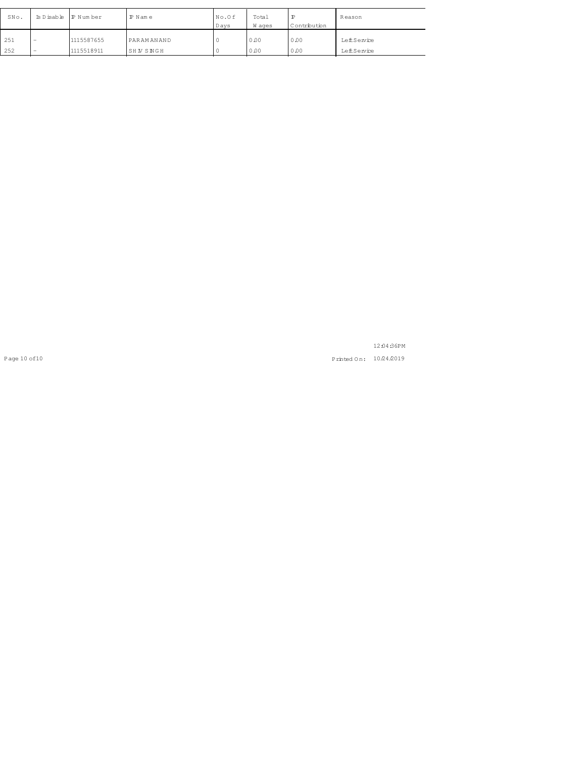| SNo. | Is Disable | IP Number | IP Name | No.Of Days | Total Wages | IP Contribution | Reason |
|---|---|---|---|---|---|---|---|
| 251 | - | 1115587655 | PARAMANAND | 0 | 0.00 | 0.00 | Left Service |
| 252 | - | 1115518911 | SHIV SINGH | 0 | 0.00 | 0.00 | Left Service |

12:04:36PM

Printed On: 10/24/2019